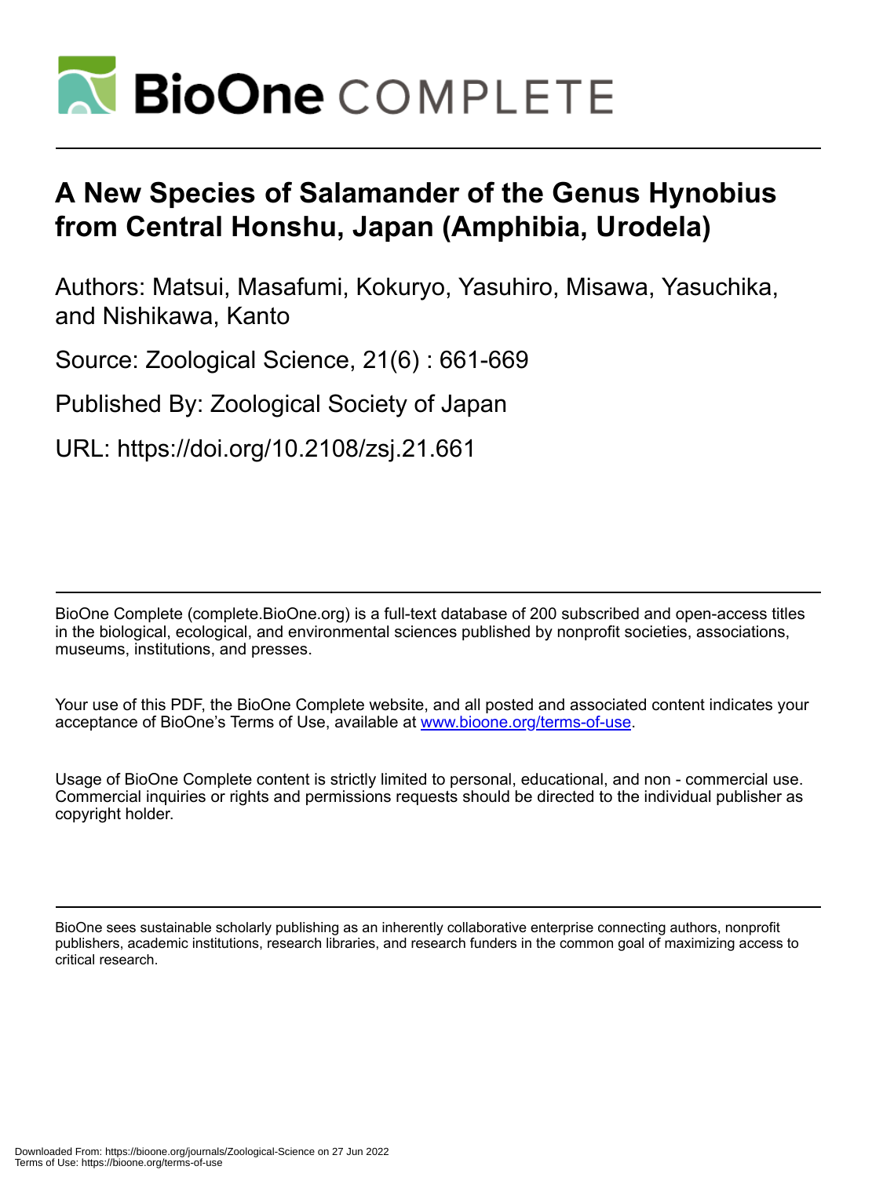# A New Species of Salamander of the Genus Hynobius from Central Honshu, Japan (Amphibia, Urodela)

Authors: Matsui, Masafumi, Kokuryo, Yasuhiro, Misawa, Yasuchika, and Nishikawa, Kanto

Source: Zoological Science, 21(6) : 661-669

Published By: Zoological Society of Japan

URL: https://doi.org/10.2108/zsj.21.661

---

BioOne Complete (complete.BioOne.org) is a full-text database of 200 subscribed and open-access titles in the biological, ecological, and environmental sciences published by nonprofit societies, associations, museums, institutions, and presses.

Your use of this PDF, the BioOne Complete website, and all posted and associated content indicates your acceptance of BioOne's Terms of Use, available at www.bioone.org/terms-of-use.

Usage of BioOne Complete content is strictly limited to personal, educational, and non - commercial use. Commercial inquiries or rights and permissions requests should be directed to the individual publisher as copyright holder.

---

BioOne sees sustainable scholarly publishing as an inherently collaborative enterprise connecting authors, nonprofit publishers, academic institutions, research libraries, and research funders in the common goal of maximizing access to critical research.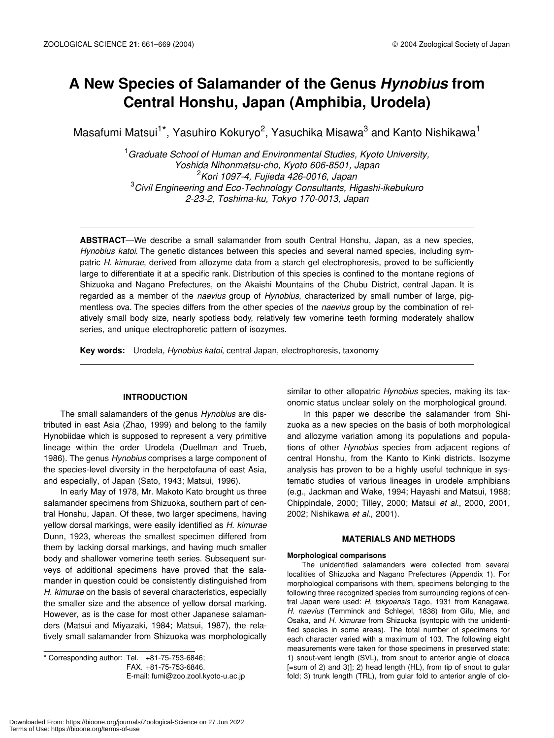# A New Species of Salamander of the Genus *Hynobius* from Central Honshu, Japan (Amphibia, Urodela)

Masafumi Matsui[1]*, Yasuhiro Kokuryo[2], Yasuchika Misawa[3] and Kanto Nishikawa[1]

[1]*Graduate School of Human and Environmental Studies, Kyoto University, Yoshida Nihonmatsu-cho, Kyoto 606-8501, Japan*
[2]*Kori 1097-4, Fujieda 426-0016, Japan*
[3]*Civil Engineering and Eco-Technology Consultants, Higashi-ikebukuro 2-23-2, Toshima-ku, Tokyo 170-0013, Japan*

**ABSTRACT**—We describe a small salamander from south Central Honshu, Japan, as a new species, *Hynobius katoi*. The genetic distances between this species and several named species, including sympatric *H. kimurae*, derived from allozyme data from a starch gel electrophoresis, proved to be sufficiently large to differentiate it at a specific rank. Distribution of this species is confined to the montane regions of Shizuoka and Nagano Prefectures, on the Akaishi Mountains of the Chubu District, central Japan. It is regarded as a member of the *naevius* group of *Hynobius*, characterized by small number of large, pigmentless ova. The species differs from the other species of the *naevius* group by the combination of relatively small body size, nearly spotless body, relatively few vomerine teeth forming moderately shallow series, and unique electrophoretic pattern of isozymes.

**Key words:** Urodela, *Hynobius katoi*, central Japan, electrophoresis, taxonomy

## INTRODUCTION

The small salamanders of the genus *Hynobius* are distributed in east Asia (Zhao, 1999) and belong to the family Hynobiidae which is supposed to represent a very primitive lineage within the order Urodela (Duellman and Trueb, 1986). The genus *Hynobius* comprises a large component of the species-level diversity in the herpetofauna of east Asia, and especially, of Japan (Sato, 1943; Matsui, 1996).

In early May of 1978, Mr. Makoto Kato brought us three salamander specimens from Shizuoka, southern part of central Honshu, Japan. Of these, two larger specimens, having yellow dorsal markings, were easily identified as *H. kimurae* Dunn, 1923, whereas the smallest specimen differed from them by lacking dorsal markings, and having much smaller body and shallower vomerine teeth series. Subsequent surveys of additional specimens have proved that the salamander in question could be consistently distinguished from *H. kimurae* on the basis of several characteristics, especially the smaller size and the absence of yellow dorsal marking. However, as is the case for most other Japanese salamanders (Matsui and Miyazaki, 1984; Matsui, 1987), the relatively small salamander from Shizuoka was morphologically similar to other allopatric *Hynobius* species, making its taxonomic status unclear solely on the morphological ground.

In this paper we describe the salamander from Shizuoka as a new species on the basis of both morphological and allozyme variation among its populations and populations of other *Hynobius* species from adjacent regions of central Honshu, from the Kanto to Kinki districts. Isozyme analysis has proven to be a highly useful technique in systematic studies of various lineages in urodele amphibians (e.g., Jackman and Wake, 1994; Hayashi and Matsui, 1988; Chippindale, 2000; Tilley, 2000; Matsui *et al*., 2000, 2001, 2002; Nishikawa *et al*., 2001).

## MATERIALS AND METHODS

### Morphological comparisons

The unidentified salamanders were collected from several localities of Shizuoka and Nagano Prefectures (Appendix 1). For morphological comparisons with them, specimens belonging to the following three recognized species from surrounding regions of central Japan were used: *H. tokyoensis* Tago, 1931 from Kanagawa, *H. naevius* (Temminck and Schlegel, 1838) from Gifu, Mie, and Osaka, and *H. kimurae* from Shizuoka (syntopic with the unidentified species in some areas). The total number of specimens for each character varied with a maximum of 103. The following eight measurements were taken for those specimens in preserved state: 1) snout-vent length (SVL), from snout to anterior angle of cloaca [=sum of 2) and 3)]; 2) head length (HL), from tip of snout to gular fold; 3) trunk length (TRL), from gular fold to anterior angle of clo-

\* Corresponding author: Tel. +81-75-753-6846;
FAX. +81-75-753-6846.
E-mail: fumi@zoo.zool.kyoto-u.ac.jp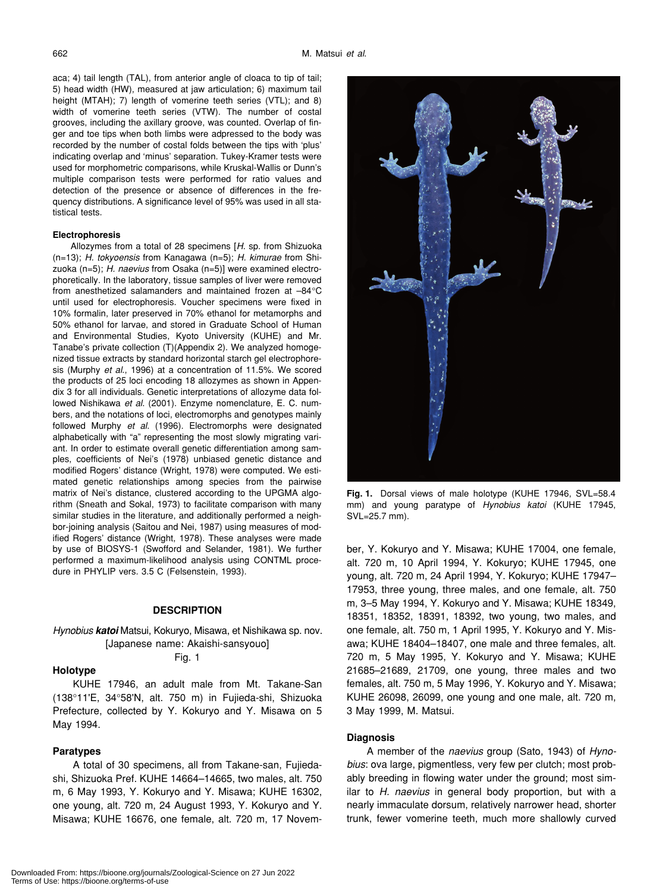aca; 4) tail length (TAL), from anterior angle of cloaca to tip of tail; 5) head width (HW), measured at jaw articulation; 6) maximum tail height (MTAH); 7) length of vomerine teeth series (VTL); and 8) width of vomerine teeth series (VTW). The number of costal grooves, including the axillary groove, was counted. Overlap of finger and toe tips when both limbs were adpressed to the body was recorded by the number of costal folds between the tips with 'plus' indicating overlap and 'minus' separation. Tukey-Kramer tests were used for morphometric comparisons, while Kruskal-Wallis or Dunn's multiple comparison tests were performed for ratio values and detection of the presence or absence of differences in the frequency distributions. A significance level of 95% was used in all statistical tests.

### Electrophoresis

Allozymes from a total of 28 specimens [*H.* sp. from Shizuoka (n=13); *H. tokyoensis* from Kanagawa (n=5); *H. kimurae* from Shizuoka (n=5); *H. naevius* from Osaka (n=5)] were examined electrophoretically. In the laboratory, tissue samples of liver were removed from anesthetized salamanders and maintained frozen at –84°C until used for electrophoresis. Voucher specimens were fixed in 10% formalin, later preserved in 70% ethanol for metamorphs and 50% ethanol for larvae, and stored in Graduate School of Human and Environmental Studies, Kyoto University (KUHE) and Mr. Tanabe's private collection (T)(Appendix 2). We analyzed homogenized tissue extracts by standard horizontal starch gel electrophoresis (Murphy *et al.*, 1996) at a concentration of 11.5%. We scored the products of 25 loci encoding 18 allozymes as shown in Appendix 3 for all individuals. Genetic interpretations of allozyme data followed Nishikawa *et al.* (2001). Enzyme nomenclature, E. C. numbers, and the notations of loci, electromorphs and genotypes mainly followed Murphy *et al.* (1996). Electromorphs were designated alphabetically with "a" representing the most slowly migrating variant. In order to estimate overall genetic differentiation among samples, coefficients of Nei's (1978) unbiased genetic distance and modified Rogers' distance (Wright, 1978) were computed. We estimated genetic relationships among species from the pairwise matrix of Nei's distance, clustered according to the UPGMA algorithm (Sneath and Sokal, 1973) to facilitate comparison with many similar studies in the literature, and additionally performed a neighbor-joining analysis (Saitou and Nei, 1987) using measures of modified Rogers' distance (Wright, 1978). These analyses were made by use of BIOSYS-1 (Swofford and Selander, 1981). We further performed a maximum-likelihood analysis using CONTML procedure in PHYLIP vers. 3.5 C (Felsenstein, 1993).

## DESCRIPTION

*Hynobius* ***katoi*** Matsui, Kokuryo, Misawa, et Nishikawa sp. nov.
[Japanese name: Akaishi-sansyouo]
Fig. 1

### Holotype

KUHE 17946, an adult male from Mt. Takane-San (138°11'E, 34°58'N, alt. 750 m) in Fujieda-shi, Shizuoka Prefecture, collected by Y. Kokuryo and Y. Misawa on 5 May 1994.

### Paratypes

A total of 30 specimens, all from Takane-san, Fujieda-shi, Shizuoka Pref. KUHE 14664–14665, two males, alt. 750 m, 6 May 1993, Y. Kokuryo and Y. Misawa; KUHE 16302, one young, alt. 720 m, 24 August 1993, Y. Kokuryo and Y. Misawa; KUHE 16676, one female, alt. 720 m, 17 November, Y. Kokuryo and Y. Misawa; KUHE 17004, one female, alt. 720 m, 10 April 1994, Y. Kokuryo; KUHE 17945, one young, alt. 720 m, 24 April 1994, Y. Kokuryo; KUHE 17947–17953, three young, three males, and one female, alt. 750 m, 3–5 May 1994, Y. Kokuryo and Y. Misawa; KUHE 18349, 18351, 18352, 18391, 18392, two young, two males, and one female, alt. 750 m, 1 April 1995, Y. Kokuryo and Y. Misawa; KUHE 18404–18407, one male and three females, alt. 720 m, 5 May 1995, Y. Kokuryo and Y. Misawa; KUHE 21685–21689, 21709, one young, three males and two females, alt. 750 m, 5 May 1996, Y. Kokuryo and Y. Misawa; KUHE 26098, 26099, one young and one male, alt. 720 m, 3 May 1999, M. Matsui.

**Fig. 1.** Dorsal views of male holotype (KUHE 17946, SVL=58.4 mm) and young paratype of *Hynobius katoi* (KUHE 17945, SVL=25.7 mm).

### Diagnosis

A member of the *naevius* group (Sato, 1943) of *Hynobius*: ova large, pigmentless, very few per clutch; most probably breeding in flowing water under the ground; most similar to *H. naevius* in general body proportion, but with a nearly immaculate dorsum, relatively narrower head, shorter trunk, fewer vomerine teeth, much more shallowly curved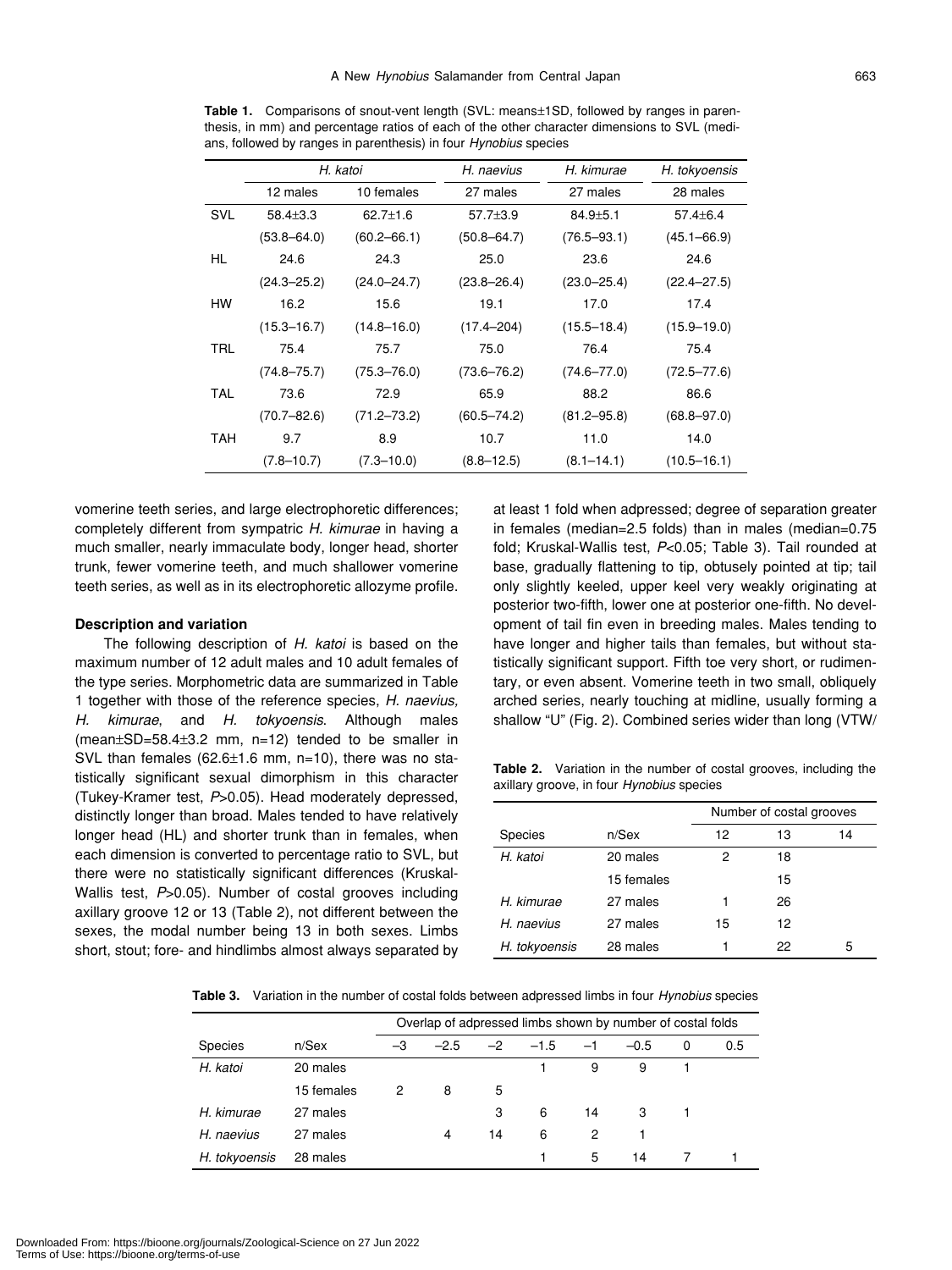**Table 1.** Comparisons of snout-vent length (SVL: means±1SD, followed by ranges in parenthesis, in mm) and percentage ratios of each of the other character dimensions to SVL (medians, followed by ranges in parenthesis) in four *Hynobius* species

| | *H. katoi* | | *H. naevius* | *H. kimurae* | *H. tokyoensis* |
|---|---|---|---|---|---|
| | 12 males | 10 females | 27 males | 27 males | 28 males |
| SVL | 58.4±3.3 | 62.7±1.6 | 57.7±3.9 | 84.9±5.1 | 57.4±6.4 |
| | (53.8–64.0) | (60.2–66.1) | (50.8–64.7) | (76.5–93.1) | (45.1–66.9) |
| HL | 24.6 | 24.3 | 25.0 | 23.6 | 24.6 |
| | (24.3–25.2) | (24.0–24.7) | (23.8–26.4) | (23.0–25.4) | (22.4–27.5) |
| HW | 16.2 | 15.6 | 19.1 | 17.0 | 17.4 |
| | (15.3–16.7) | (14.8–16.0) | (17.4–204) | (15.5–18.4) | (15.9–19.0) |
| TRL | 75.4 | 75.7 | 75.0 | 76.4 | 75.4 |
| | (74.8–75.7) | (75.3–76.0) | (73.6–76.2) | (74.6–77.0) | (72.5–77.6) |
| TAL | 73.6 | 72.9 | 65.9 | 88.2 | 86.6 |
| | (70.7–82.6) | (71.2–73.2) | (60.5–74.2) | (81.2–95.8) | (68.8–97.0) |
| TAH | 9.7 | 8.9 | 10.7 | 11.0 | 14.0 |
| | (7.8–10.7) | (7.3–10.0) | (8.8–12.5) | (8.1–14.1) | (10.5–16.1) |

vomerine teeth series, and large electrophoretic differences; completely different from sympatric *H. kimurae* in having a much smaller, nearly immaculate body, longer head, shorter trunk, fewer vomerine teeth, and much shallower vomerine teeth series, as well as in its electrophoretic allozyme profile.

### Description and variation

The following description of *H. katoi* is based on the maximum number of 12 adult males and 10 adult females of the type series. Morphometric data are summarized in Table 1 together with those of the reference species, *H. naevius, H. kimurae*, and *H. tokyoensis*. Although males (mean±SD=58.4±3.2 mm, n=12) tended to be smaller in SVL than females (62.6±1.6 mm, n=10), there was no statistically significant sexual dimorphism in this character (Tukey-Kramer test, $P$>0.05). Head moderately depressed, distinctly longer than broad. Males tended to have relatively longer head (HL) and shorter trunk than in females, when each dimension is converted to percentage ratio to SVL, but there were no statistically significant differences (Kruskal-Wallis test, $P$>0.05). Number of costal grooves including axillary groove 12 or 13 (Table 2), not different between the sexes, the modal number being 13 in both sexes. Limbs short, stout; fore- and hindlimbs almost always separated by at least 1 fold when adpressed; degree of separation greater in females (median=2.5 folds) than in males (median=0.75 fold; Kruskal-Wallis test, $P$<0.05; Table 3). Tail rounded at base, gradually flattening to tip, obtusely pointed at tip; tail only slightly keeled, upper keel very weakly originating at posterior two-fifth, lower one at posterior one-fifth. No development of tail fin even in breeding males. Males tending to have longer and higher tails than females, but without statistically significant support. Fifth toe very short, or rudimentary, or even absent. Vomerine teeth in two small, obliquely arched series, nearly touching at midline, usually forming a shallow "U" (Fig. 2). Combined series wider than long (VTW/

**Table 2.** Variation in the number of costal grooves, including the axillary groove, in four *Hynobius* species

| | | Number of costal grooves | | |
|---|---|---|---|---|
| Species | n/Sex | 12 | 13 | 14 |
| *H. katoi* | 20 males | 2 | 18 | |
| | 15 females | | 15 | |
| *H. kimurae* | 27 males | 1 | 26 | |
| *H. naevius* | 27 males | 15 | 12 | |
| *H. tokyoensis* | 28 males | 1 | 22 | 5 |

**Table 3.** Variation in the number of costal folds between adpressed limbs in four *Hynobius* species

| | | Overlap of adpressed limbs shown by number of costal folds | | | | | | | |
|---|---|---|---|---|---|---|---|---|---|
| Species | n/Sex | –3 | –2.5 | –2 | –1.5 | –1 | –0.5 | 0 | 0.5 |
| *H. katoi* | 20 males | | | | 1 | 9 | 9 | 1 | |
| | 15 females | 2 | 8 | 5 | | | | | |
| *H. kimurae* | 27 males | | | 3 | 6 | 14 | 3 | 1 | |
| *H. naevius* | 27 males | | 4 | 14 | 6 | 2 | 1 | | |
| *H. tokyoensis* | 28 males | | | | 1 | 5 | 14 | 7 | 1 |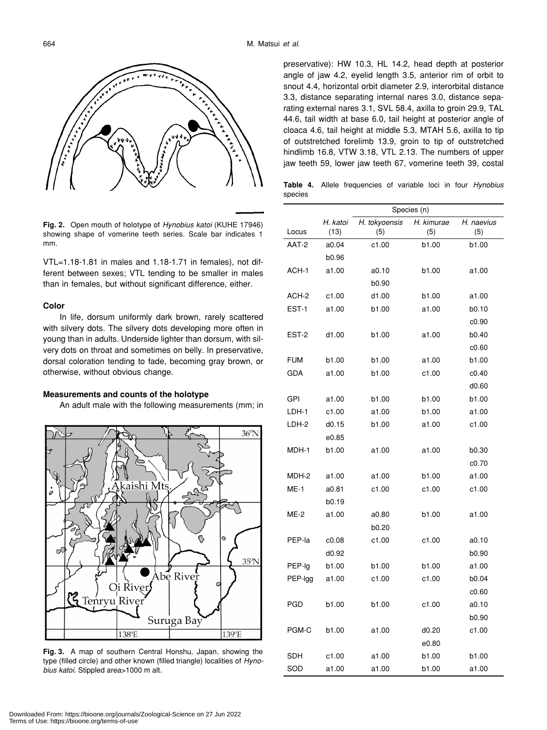Fig. 2. Open mouth of holotype of *Hynobius katoi* (KUHE 17946) showing shape of vomerine teeth series. Scale bar indicates 1 mm.

VTL=1.18-1.81 in males and 1.18-1.71 in females), not different between sexes; VTL tending to be smaller in males than in females, but without significant difference, either.

### Color

In life, dorsum uniformly dark brown, rarely scattered with silvery dots. The silvery dots developing more often in young than in adults. Underside lighter than dorsum, with silvery dots on throat and sometimes on belly. In preservative, dorsal coloration tending to fade, becoming gray brown, or otherwise, without obvious change.

### Measurements and counts of the holotype

An adult male with the following measurements (mm; in preservative): HW 10.3, HL 14.2, head depth at posterior angle of jaw 4.2, eyelid length 3.5, anterior rim of orbit to snout 4.4, horizontal orbit diameter 2.9, interorbital distance 3.3, distance separating internal nares 3.0, distance separating external nares 3.1, SVL 58.4, axilla to groin 29.9, TAL 44.6, tail width at base 6.0, tail height at posterior angle of cloaca 4.6, tail height at middle 5.3, MTAH 5.6, axilla to tip of outstretched forelimb 13.9, groin to tip of outstretched hindlimb 16.8, VTW 3.18, VTL 2.13. The numbers of upper jaw teeth 59, lower jaw teeth 67, vomerine teeth 39, costal

Fig. 3. A map of southern Central Honshu, Japan, showing the type (filled circle) and other known (filled triangle) localities of *Hynobius katoi*. Stippled area>1000 m alt.

**Table 4.** Allele frequencies of variable loci in four *Hynobius* species

| | Species (n) | | | |
|---|---|---|---|---|
| Locus | *H. katoi* (13) | *H. tokyoensis* (5) | *H. kimurae* (5) | *H. naevius* (5) |
| AAT-2 | a0.04 | c1.00 | b1.00 | b1.00 |
| | b0.96 | | | |
| ACH-1 | a1.00 | a0.10 | b1.00 | a1.00 |
| | | b0.90 | | |
| ACH-2 | c1.00 | d1.00 | b1.00 | a1.00 |
| EST-1 | a1.00 | b1.00 | a1.00 | b0.10 |
| | | | | c0.90 |
| EST-2 | d1.00 | b1.00 | a1.00 | b0.40 |
| | | | | c0.60 |
| FUM | b1.00 | b1.00 | a1.00 | b1.00 |
| GDA | a1.00 | b1.00 | c1.00 | c0.40 |
| | | | | d0.60 |
| GPI | a1.00 | b1.00 | b1.00 | b1.00 |
| LDH-1 | c1.00 | a1.00 | b1.00 | a1.00 |
| LDH-2 | d0.15 | b1.00 | a1.00 | c1.00 |
| | e0.85 | | | |
| MDH-1 | b1.00 | b1.00 | a1.00 | b0.30 |
| | | | | c0.70 |
| MDH-2 | a1.00 | a1.00 | b1.00 | a1.00 |
| ME-1 | a0.81 | c1.00 | c1.00 | c1.00 |
| | b0.19 | | | |
| ME-2 | a1.00 | a0.80 | b1.00 | a1.00 |
| | | b0.20 | | |
| PEP-la | c0.08 | c1.00 | c1.00 | a0.10 |
| | d0.92 | | | b0.90 |
| PEP-lg | b1.00 | b1.00 | b1.00 | a1.00 |
| PEP-lgg | a1.00 | c1.00 | c1.00 | b0.04 |
| | | | | c0.60 |
| PGD | b1.00 | b1.00 | c1.00 | a0.10 |
| | | | | b0.90 |
| PGM-C | b1.00 | a1.00 | d0.20 | c1.00 |
| | | | e0.80 | |
| SDH | c1.00 | a1.00 | b1.00 | b1.00 |
| SOD | a1.00 | a1.00 | b1.00 | a1.00 |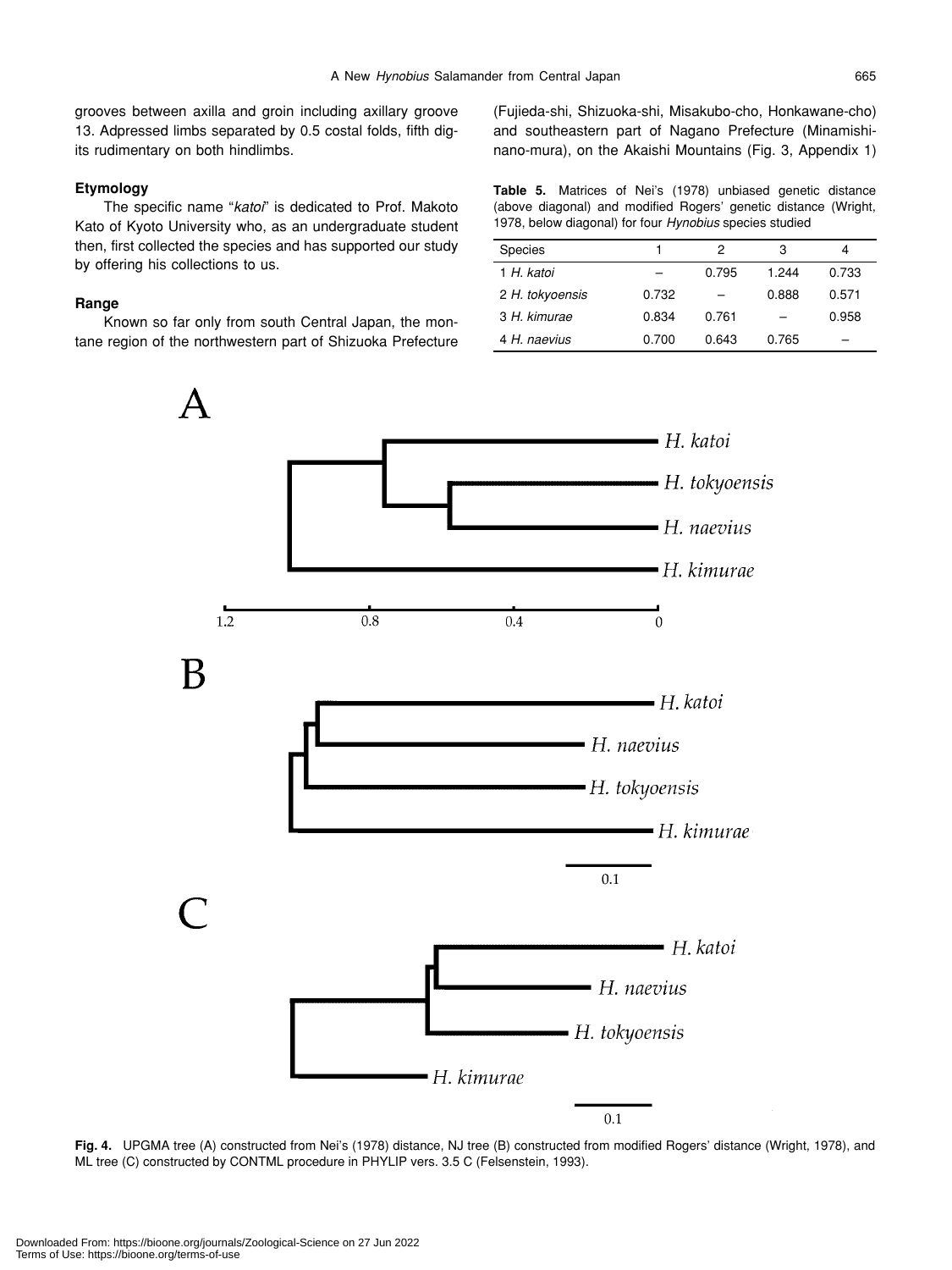grooves between axilla and groin including axillary groove 13. Adpressed limbs separated by 0.5 costal folds, fifth digits rudimentary on both hindlimbs.

### Etymology

The specific name "*katoi*" is dedicated to Prof. Makoto Kato of Kyoto University who, as an undergraduate student then, first collected the species and has supported our study by offering his collections to us.

### Range

Known so far only from south Central Japan, the montane region of the northwestern part of Shizuoka Prefecture (Fujieda-shi, Shizuoka-shi, Misakubo-cho, Honkawane-cho) and southeastern part of Nagano Prefecture (Minamishinano-mura), on the Akaishi Mountains (Fig. 3, Appendix 1)

**Table 5.** Matrices of Nei's (1978) unbiased genetic distance (above diagonal) and modified Rogers' genetic distance (Wright, 1978, below diagonal) for four *Hynobius* species studied

| Species | 1 | 2 | 3 | 4 |
|---|---|---|---|---|
| 1 *H. katoi* | – | 0.795 | 1.244 | 0.733 |
| 2 *H. tokyoensis* | 0.732 | – | 0.888 | 0.571 |
| 3 *H. kimurae* | 0.834 | 0.761 | – | 0.958 |
| 4 *H. naevius* | 0.700 | 0.643 | 0.765 | – |

**Fig. 4.** UPGMA tree (A) constructed from Nei's (1978) distance, NJ tree (B) constructed from modified Rogers' distance (Wright, 1978), and ML tree (C) constructed by CONTML procedure in PHYLIP vers. 3.5 C (Felsenstein, 1993).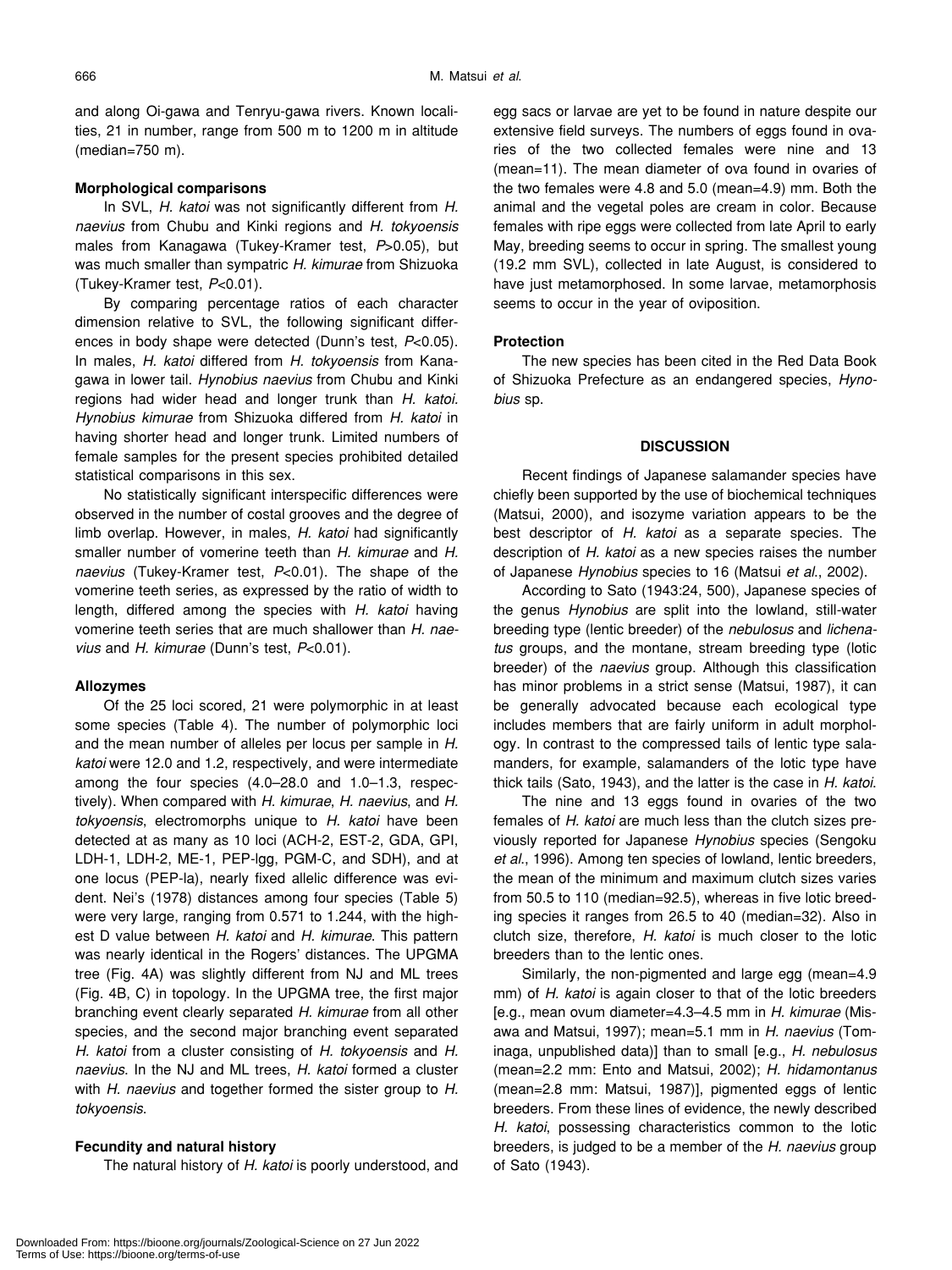and along Oi-gawa and Tenryu-gawa rivers. Known localities, 21 in number, range from 500 m to 1200 m in altitude (median=750 m).

### Morphological comparisons

In SVL, *H. katoi* was not significantly different from *H. naevius* from Chubu and Kinki regions and *H. tokyoensis* males from Kanagawa (Tukey-Kramer test, $P$>0.05), but was much smaller than sympatric *H. kimurae* from Shizuoka (Tukey-Kramer test, $P$<0.01).

By comparing percentage ratios of each character dimension relative to SVL, the following significant differences in body shape were detected (Dunn's test, $P$<0.05). In males, *H. katoi* differed from *H. tokyoensis* from Kanagawa in lower tail. *Hynobius naevius* from Chubu and Kinki regions had wider head and longer trunk than *H. katoi*. *Hynobius kimurae* from Shizuoka differed from *H. katoi* in having shorter head and longer trunk. Limited numbers of female samples for the present species prohibited detailed statistical comparisons in this sex.

No statistically significant interspecific differences were observed in the number of costal grooves and the degree of limb overlap. However, in males, *H. katoi* had significantly smaller number of vomerine teeth than *H. kimurae* and *H. naevius* (Tukey-Kramer test, $P$<0.01). The shape of the vomerine teeth series, as expressed by the ratio of width to length, differed among the species with *H. katoi* having vomerine teeth series that are much shallower than *H. naevius* and *H. kimurae* (Dunn's test, $P$<0.01).

### Allozymes

Of the 25 loci scored, 21 were polymorphic in at least some species (Table 4). The number of polymorphic loci and the mean number of alleles per locus per sample in *H. katoi* were 12.0 and 1.2, respectively, and were intermediate among the four species (4.0–28.0 and 1.0–1.3, respectively). When compared with *H. kimurae*, *H. naevius*, and *H. tokyoensis*, electromorphs unique to *H. katoi* have been detected at as many as 10 loci (ACH-2, EST-2, GDA, GPI, LDH-1, LDH-2, ME-1, PEP-lgg, PGM-C, and SDH), and at one locus (PEP-la), nearly fixed allelic difference was evident. Nei's (1978) distances among four species (Table 5) were very large, ranging from 0.571 to 1.244, with the highest D value between *H. katoi* and *H. kimurae*. This pattern was nearly identical in the Rogers' distances. The UPGMA tree (Fig. 4A) was slightly different from NJ and ML trees (Fig. 4B, C) in topology. In the UPGMA tree, the first major branching event clearly separated *H. kimurae* from all other species, and the second major branching event separated *H. katoi* from a cluster consisting of *H. tokyoensis* and *H. naevius*. In the NJ and ML trees, *H. katoi* formed a cluster with *H. naevius* and together formed the sister group to *H. tokyoensis*.

### Fecundity and natural history

The natural history of *H. katoi* is poorly understood, and egg sacs or larvae are yet to be found in nature despite our extensive field surveys. The numbers of eggs found in ovaries of the two collected females were nine and 13 (mean=11). The mean diameter of ova found in ovaries of the two females were 4.8 and 5.0 (mean=4.9) mm. Both the animal and the vegetal poles are cream in color. Because females with ripe eggs were collected from late April to early May, breeding seems to occur in spring. The smallest young (19.2 mm SVL), collected in late August, is considered to have just metamorphosed. In some larvae, metamorphosis seems to occur in the year of oviposition.

### Protection

The new species has been cited in the Red Data Book of Shizuoka Prefecture as an endangered species, *Hynobius* sp.

## DISCUSSION

Recent findings of Japanese salamander species have chiefly been supported by the use of biochemical techniques (Matsui, 2000), and isozyme variation appears to be the best descriptor of *H. katoi* as a separate species. The description of *H. katoi* as a new species raises the number of Japanese *Hynobius* species to 16 (Matsui *et al*., 2002).

According to Sato (1943:24, 500), Japanese species of the genus *Hynobius* are split into the lowland, still-water breeding type (lentic breeder) of the *nebulosus* and *lichenatus* groups, and the montane, stream breeding type (lotic breeder) of the *naevius* group. Although this classification has minor problems in a strict sense (Matsui, 1987), it can be generally advocated because each ecological type includes members that are fairly uniform in adult morphology. In contrast to the compressed tails of lentic type salamanders, for example, salamanders of the lotic type have thick tails (Sato, 1943), and the latter is the case in *H. katoi*.

The nine and 13 eggs found in ovaries of the two females of *H. katoi* are much less than the clutch sizes previously reported for Japanese *Hynobius* species (Sengoku *et al*., 1996). Among ten species of lowland, lentic breeders, the mean of the minimum and maximum clutch sizes varies from 50.5 to 110 (median=92.5), whereas in five lotic breeding species it ranges from 26.5 to 40 (median=32). Also in clutch size, therefore, *H. katoi* is much closer to the lotic breeders than to the lentic ones.

Similarly, the non-pigmented and large egg (mean=4.9 mm) of *H. katoi* is again closer to that of the lotic breeders [e.g., mean ovum diameter=4.3–4.5 mm in *H. kimurae* (Misawa and Matsui, 1997); mean=5.1 mm in *H. naevius* (Tominaga, unpublished data)] than to small [e.g., *H. nebulosus* (mean=2.2 mm: Ento and Matsui, 2002); *H. hidamontanus* (mean=2.8 mm: Matsui, 1987)], pigmented eggs of lentic breeders. From these lines of evidence, the newly described *H. katoi*, possessing characteristics common to the lotic breeders, is judged to be a member of the *H. naevius* group of Sato (1943).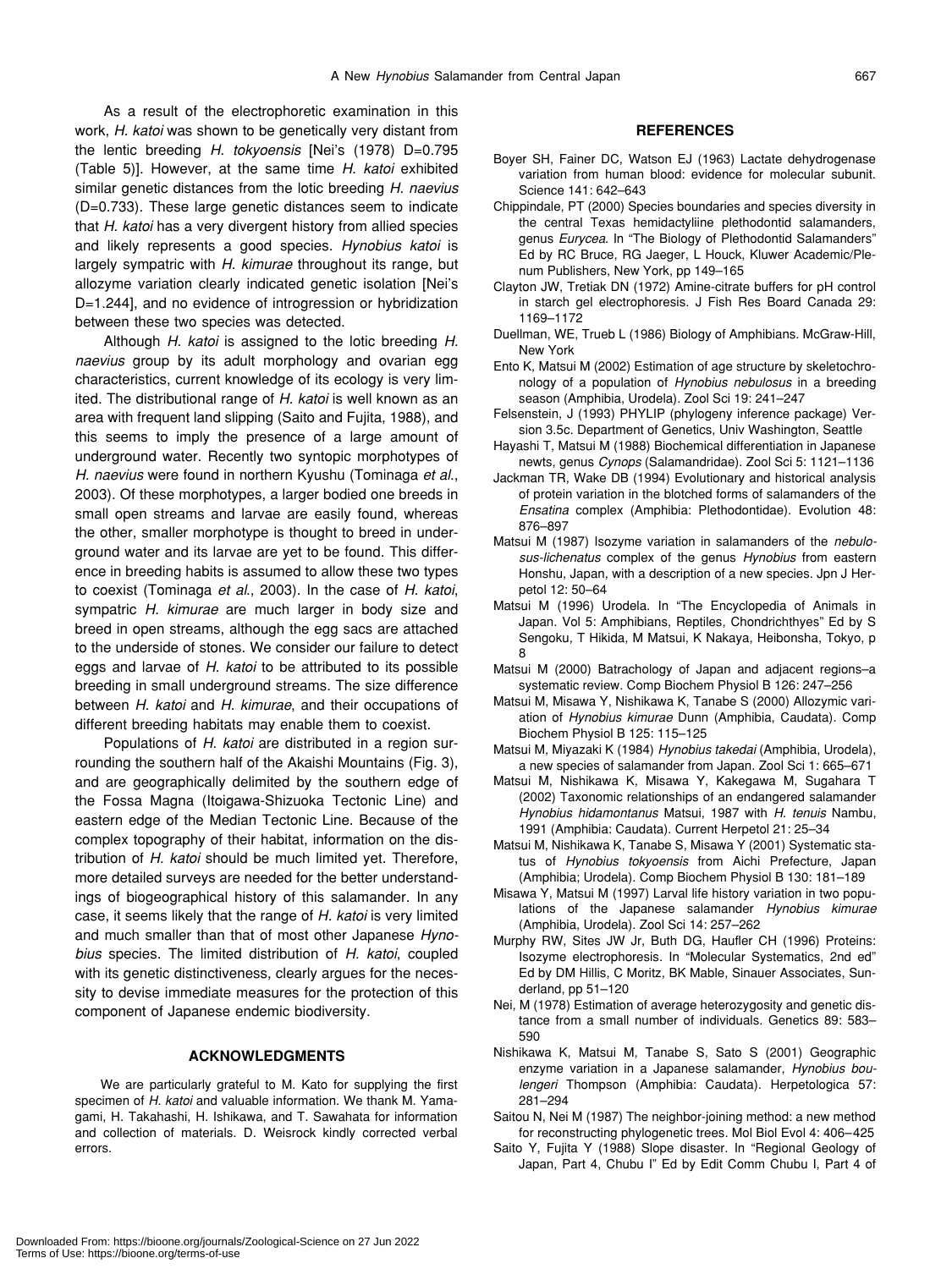As a result of the electrophoretic examination in this work, *H. katoi* was shown to be genetically very distant from the lentic breeding *H. tokyoensis* [Nei's (1978) D=0.795 (Table 5)]. However, at the same time *H. katoi* exhibited similar genetic distances from the lotic breeding *H. naevius* (D=0.733). These large genetic distances seem to indicate that *H. katoi* has a very divergent history from allied species and likely represents a good species. *Hynobius katoi* is largely sympatric with *H. kimurae* throughout its range, but allozyme variation clearly indicated genetic isolation [Nei's D=1.244], and no evidence of introgression or hybridization between these two species was detected.

Although *H. katoi* is assigned to the lotic breeding *H. naevius* group by its adult morphology and ovarian egg characteristics, current knowledge of its ecology is very limited. The distributional range of *H. katoi* is well known as an area with frequent land slipping (Saito and Fujita, 1988), and this seems to imply the presence of a large amount of underground water. Recently two syntopic morphotypes of *H. naevius* were found in northern Kyushu (Tominaga *et al*., 2003). Of these morphotypes, a larger bodied one breeds in small open streams and larvae are easily found, whereas the other, smaller morphotype is thought to breed in underground water and its larvae are yet to be found. This difference in breeding habits is assumed to allow these two types to coexist (Tominaga *et al*., 2003). In the case of *H. katoi*, sympatric *H. kimurae* are much larger in body size and breed in open streams, although the egg sacs are attached to the underside of stones. We consider our failure to detect eggs and larvae of *H. katoi* to be attributed to its possible breeding in small underground streams. The size difference between *H. katoi* and *H. kimurae*, and their occupations of different breeding habitats may enable them to coexist.

Populations of *H. katoi* are distributed in a region surrounding the southern half of the Akaishi Mountains (Fig. 3), and are geographically delimited by the southern edge of the Fossa Magna (Itoigawa-Shizuoka Tectonic Line) and eastern edge of the Median Tectonic Line. Because of the complex topography of their habitat, information on the distribution of *H. katoi* should be much limited yet. Therefore, more detailed surveys are needed for the better understandings of biogeographical history of this salamander. In any case, it seems likely that the range of *H. katoi* is very limited and much smaller than that of most other Japanese *Hynobius* species. The limited distribution of *H. katoi*, coupled with its genetic distinctiveness, clearly argues for the necessity to devise immediate measures for the protection of this component of Japanese endemic biodiversity.

## ACKNOWLEDGMENTS

We are particularly grateful to M. Kato for supplying the first specimen of *H. katoi* and valuable information. We thank M. Yamagami, H. Takahashi, H. Ishikawa, and T. Sawahata for information and collection of materials. D. Weisrock kindly corrected verbal errors.

## REFERENCES

Boyer SH, Fainer DC, Watson EJ (1963) Lactate dehydrogenase variation from human blood: evidence for molecular subunit. Science 141: 642–643

Chippindale, PT (2000) Species boundaries and species diversity in the central Texas hemidactyliine plethodontid salamanders, genus *Eurycea*. In "The Biology of Plethodontid Salamanders" Ed by RC Bruce, RG Jaeger, L Houck, Kluwer Academic/Plenum Publishers, New York, pp 149–165

Clayton JW, Tretiak DN (1972) Amine-citrate buffers for pH control in starch gel electrophoresis. J Fish Res Board Canada 29: 1169–1172

Duellman, WE, Trueb L (1986) Biology of Amphibians. McGraw-Hill, New York

Ento K, Matsui M (2002) Estimation of age structure by skeletochronology of a population of *Hynobius nebulosus* in a breeding season (Amphibia, Urodela). Zool Sci 19: 241–247

Felsenstein, J (1993) PHYLIP (phylogeny inference package) Version 3.5c. Department of Genetics, Univ Washington, Seattle

Hayashi T, Matsui M (1988) Biochemical differentiation in Japanese newts, genus *Cynops* (Salamandridae). Zool Sci 5: 1121–1136

Jackman TR, Wake DB (1994) Evolutionary and historical analysis of protein variation in the blotched forms of salamanders of the *Ensatina* complex (Amphibia: Plethodontidae). Evolution 48: 876–897

Matsui M (1987) Isozyme variation in salamanders of the *nebulosus-lichenatus* complex of the genus *Hynobius* from eastern Honshu, Japan, with a description of a new species. Jpn J Herpetol 12: 50–64

Matsui M (1996) Urodela. In "The Encyclopedia of Animals in Japan. Vol 5: Amphibians, Reptiles, Chondrichthyes" Ed by S Sengoku, T Hikida, M Matsui, K Nakaya, Heibonsha, Tokyo, p 8

Matsui M (2000) Batrachology of Japan and adjacent regions–a systematic review. Comp Biochem Physiol B 126: 247–256

Matsui M, Misawa Y, Nishikawa K, Tanabe S (2000) Allozymic variation of *Hynobius kimurae* Dunn (Amphibia, Caudata). Comp Biochem Physiol B 125: 115–125

Matsui M, Miyazaki K (1984) *Hynobius takedai* (Amphibia, Urodela), a new species of salamander from Japan. Zool Sci 1: 665–671

Matsui M, Nishikawa K, Misawa Y, Kakegawa M, Sugahara T (2002) Taxonomic relationships of an endangered salamander *Hynobius hidamontanus* Matsui, 1987 with *H. tenuis* Nambu, 1991 (Amphibia: Caudata). Current Herpetol 21: 25–34

Matsui M, Nishikawa K, Tanabe S, Misawa Y (2001) Systematic status of *Hynobius tokyoensis* from Aichi Prefecture, Japan (Amphibia; Urodela). Comp Biochem Physiol B 130: 181–189

Misawa Y, Matsui M (1997) Larval life history variation in two populations of the Japanese salamander *Hynobius kimurae* (Amphibia, Urodela). Zool Sci 14: 257–262

Murphy RW, Sites JW Jr, Buth DG, Haufler CH (1996) Proteins: Isozyme electrophoresis. In "Molecular Systematics, 2nd ed" Ed by DM Hillis, C Moritz, BK Mable, Sinauer Associates, Sunderland, pp 51–120

Nei, M (1978) Estimation of average heterozygosity and genetic distance from a small number of individuals. Genetics 89: 583–590

Nishikawa K, Matsui M, Tanabe S, Sato S (2001) Geographic enzyme variation in a Japanese salamander, *Hynobius boulengeri* Thompson (Amphibia: Caudata). Herpetologica 57: 281–294

Saitou N, Nei M (1987) The neighbor-joining method: a new method for reconstructing phylogenetic trees. Mol Biol Evol 4: 406–425

Saito Y, Fujita Y (1988) Slope disaster. In "Regional Geology of Japan, Part 4, Chubu I" Ed by Edit Comm Chubu I, Part 4 of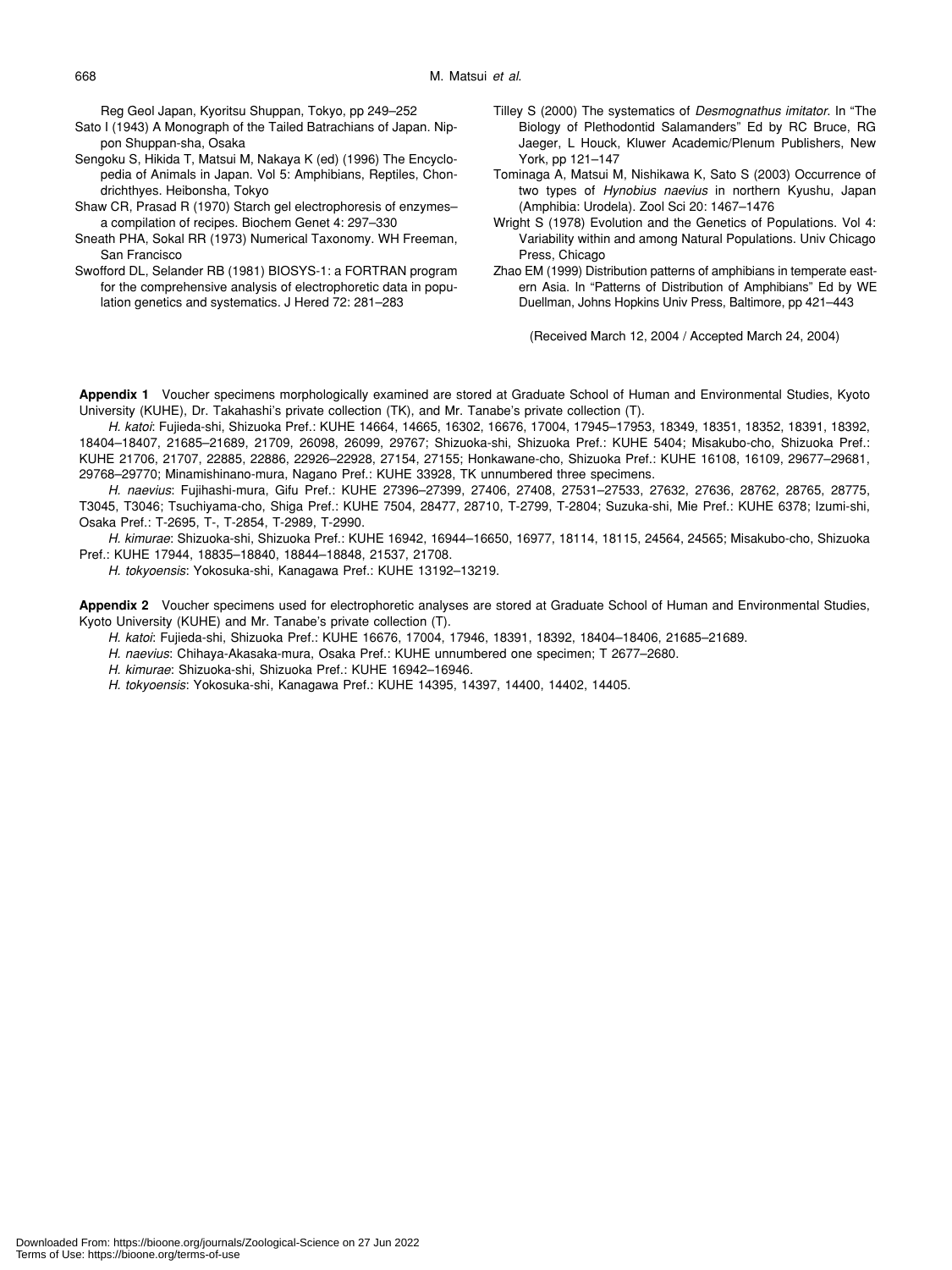Reg Geol Japan, Kyoritsu Shuppan, Tokyo, pp 249–252

Sato I (1943) A Monograph of the Tailed Batrachians of Japan. Nippon Shuppan-sha, Osaka

Sengoku S, Hikida T, Matsui M, Nakaya K (ed) (1996) The Encyclopedia of Animals in Japan. Vol 5: Amphibians, Reptiles, Chondrichthyes. Heibonsha, Tokyo

Shaw CR, Prasad R (1970) Starch gel electrophoresis of enzymes– a compilation of recipes. Biochem Genet 4: 297–330

Sneath PHA, Sokal RR (1973) Numerical Taxonomy. WH Freeman, San Francisco

Swofford DL, Selander RB (1981) BIOSYS-1: a FORTRAN program for the comprehensive analysis of electrophoretic data in population genetics and systematics. J Hered 72: 281–283

Tilley S (2000) The systematics of *Desmognathus imitator*. In "The Biology of Plethodontid Salamanders" Ed by RC Bruce, RG Jaeger, L Houck, Kluwer Academic/Plenum Publishers, New York, pp 121–147

Tominaga A, Matsui M, Nishikawa K, Sato S (2003) Occurrence of two types of *Hynobius naevius* in northern Kyushu, Japan (Amphibia: Urodela). Zool Sci 20: 1467–1476

Wright S (1978) Evolution and the Genetics of Populations. Vol 4: Variability within and among Natural Populations. Univ Chicago Press, Chicago

Zhao EM (1999) Distribution patterns of amphibians in temperate eastern Asia. In "Patterns of Distribution of Amphibians" Ed by WE Duellman, Johns Hopkins Univ Press, Baltimore, pp 421–443

(Received March 12, 2004 / Accepted March 24, 2004)

**Appendix 1** Voucher specimens morphologically examined are stored at Graduate School of Human and Environmental Studies, Kyoto University (KUHE), Dr. Takahashi's private collection (TK), and Mr. Tanabe's private collection (T).

*H. katoi*: Fujieda-shi, Shizuoka Pref.: KUHE 14664, 14665, 16302, 16676, 17004, 17945–17953, 18349, 18351, 18352, 18391, 18392, 18404–18407, 21685–21689, 21709, 26098, 26099, 29767; Shizuoka-shi, Shizuoka Pref.: KUHE 5404; Misakubo-cho, Shizuoka Pref.: KUHE 21706, 21707, 22885, 22886, 22926–22928, 27154, 27155; Honkawane-cho, Shizuoka Pref.: KUHE 16108, 16109, 29677–29681, 29768–29770; Minamishinano-mura, Nagano Pref.: KUHE 33928, TK unnumbered three specimens.

*H. naevius*: Fujihashi-mura, Gifu Pref.: KUHE 27396–27399, 27406, 27408, 27531–27533, 27632, 27636, 28762, 28765, 28775, T3045, T3046; Tsuchiyama-cho, Shiga Pref.: KUHE 7504, 28477, 28710, T-2799, T-2804; Suzuka-shi, Mie Pref.: KUHE 6378; Izumi-shi, Osaka Pref.: T-2695, T-, T-2854, T-2989, T-2990.

*H. kimurae*: Shizuoka-shi, Shizuoka Pref.: KUHE 16942, 16944–16650, 16977, 18114, 18115, 24564, 24565; Misakubo-cho, Shizuoka Pref.: KUHE 17944, 18835–18840, 18844–18848, 21537, 21708.

*H. tokyoensis*: Yokosuka-shi, Kanagawa Pref.: KUHE 13192–13219.

**Appendix 2** Voucher specimens used for electrophoretic analyses are stored at Graduate School of Human and Environmental Studies, Kyoto University (KUHE) and Mr. Tanabe's private collection (T).

*H. katoi*: Fujieda-shi, Shizuoka Pref.: KUHE 16676, 17004, 17946, 18391, 18392, 18404–18406, 21685–21689.

*H. naevius*: Chihaya-Akasaka-mura, Osaka Pref.: KUHE unnumbered one specimen; T 2677–2680.

*H. kimurae*: Shizuoka-shi, Shizuoka Pref.: KUHE 16942–16946.

*H. tokyoensis*: Yokosuka-shi, Kanagawa Pref.: KUHE 14395, 14397, 14400, 14402, 14405.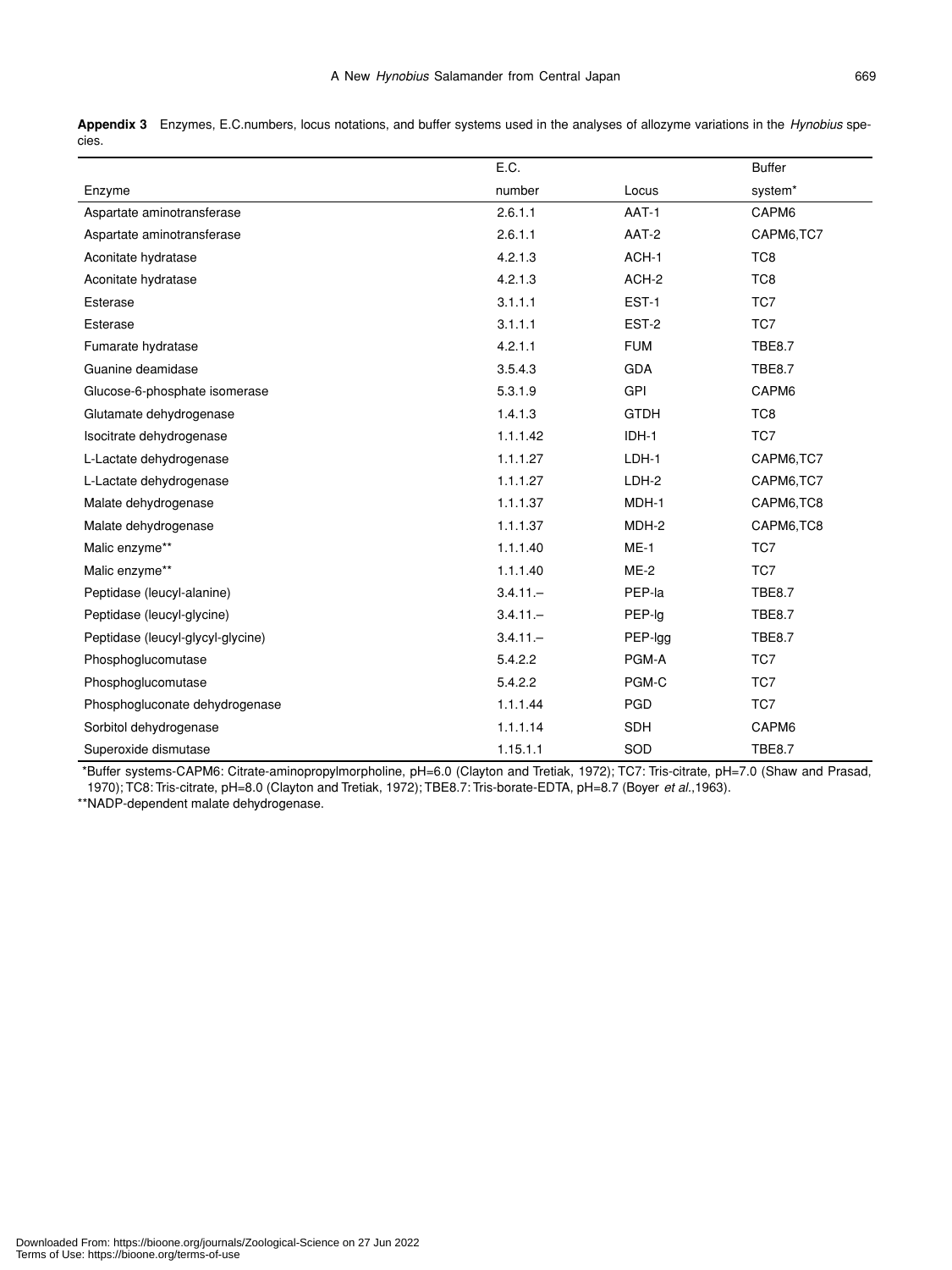**Appendix 3** Enzymes, E.C.numbers, locus notations, and buffer systems used in the analyses of allozyme variations in the *Hynobius* species.

| Enzyme | E.C. number | Locus | Buffer system* |
|---|---|---|---|
| Aspartate aminotransferase | 2.6.1.1 | AAT-1 | CAPM6 |
| Aspartate aminotransferase | 2.6.1.1 | AAT-2 | CAPM6,TC7 |
| Aconitate hydratase | 4.2.1.3 | ACH-1 | TC8 |
| Aconitate hydratase | 4.2.1.3 | ACH-2 | TC8 |
| Esterase | 3.1.1.1 | EST-1 | TC7 |
| Esterase | 3.1.1.1 | EST-2 | TC7 |
| Fumarate hydratase | 4.2.1.1 | FUM | TBE8.7 |
| Guanine deamidase | 3.5.4.3 | GDA | TBE8.7 |
| Glucose-6-phosphate isomerase | 5.3.1.9 | GPI | CAPM6 |
| Glutamate dehydrogenase | 1.4.1.3 | GTDH | TC8 |
| Isocitrate dehydrogenase | 1.1.1.42 | IDH-1 | TC7 |
| L-Lactate dehydrogenase | 1.1.1.27 | LDH-1 | CAPM6,TC7 |
| L-Lactate dehydrogenase | 1.1.1.27 | LDH-2 | CAPM6,TC7 |
| Malate dehydrogenase | 1.1.1.37 | MDH-1 | CAPM6,TC8 |
| Malate dehydrogenase | 1.1.1.37 | MDH-2 | CAPM6,TC8 |
| Malic enzyme** | 1.1.1.40 | ME-1 | TC7 |
| Malic enzyme** | 1.1.1.40 | ME-2 | TC7 |
| Peptidase (leucyl-alanine) | 3.4.11.– | PEP-la | TBE8.7 |
| Peptidase (leucyl-glycine) | 3.4.11.– | PEP-lg | TBE8.7 |
| Peptidase (leucyl-glycyl-glycine) | 3.4.11.– | PEP-lgg | TBE8.7 |
| Phosphoglucomutase | 5.4.2.2 | PGM-A | TC7 |
| Phosphoglucomutase | 5.4.2.2 | PGM-C | TC7 |
| Phosphogluconate dehydrogenase | 1.1.1.44 | PGD | TC7 |
| Sorbitol dehydrogenase | 1.1.1.14 | SDH | CAPM6 |
| Superoxide dismutase | 1.15.1.1 | SOD | TBE8.7 |

*Buffer systems-CAPM6: Citrate-aminopropylmorpholine, pH=6.0 (Clayton and Tretiak, 1972); TC7: Tris-citrate, pH=7.0 (Shaw and Prasad, 1970); TC8: Tris-citrate, pH=8.0 (Clayton and Tretiak, 1972); TBE8.7: Tris-borate-EDTA, pH=8.7 (Boyer *et al*.,1963).

**NADP-dependent malate dehydrogenase.